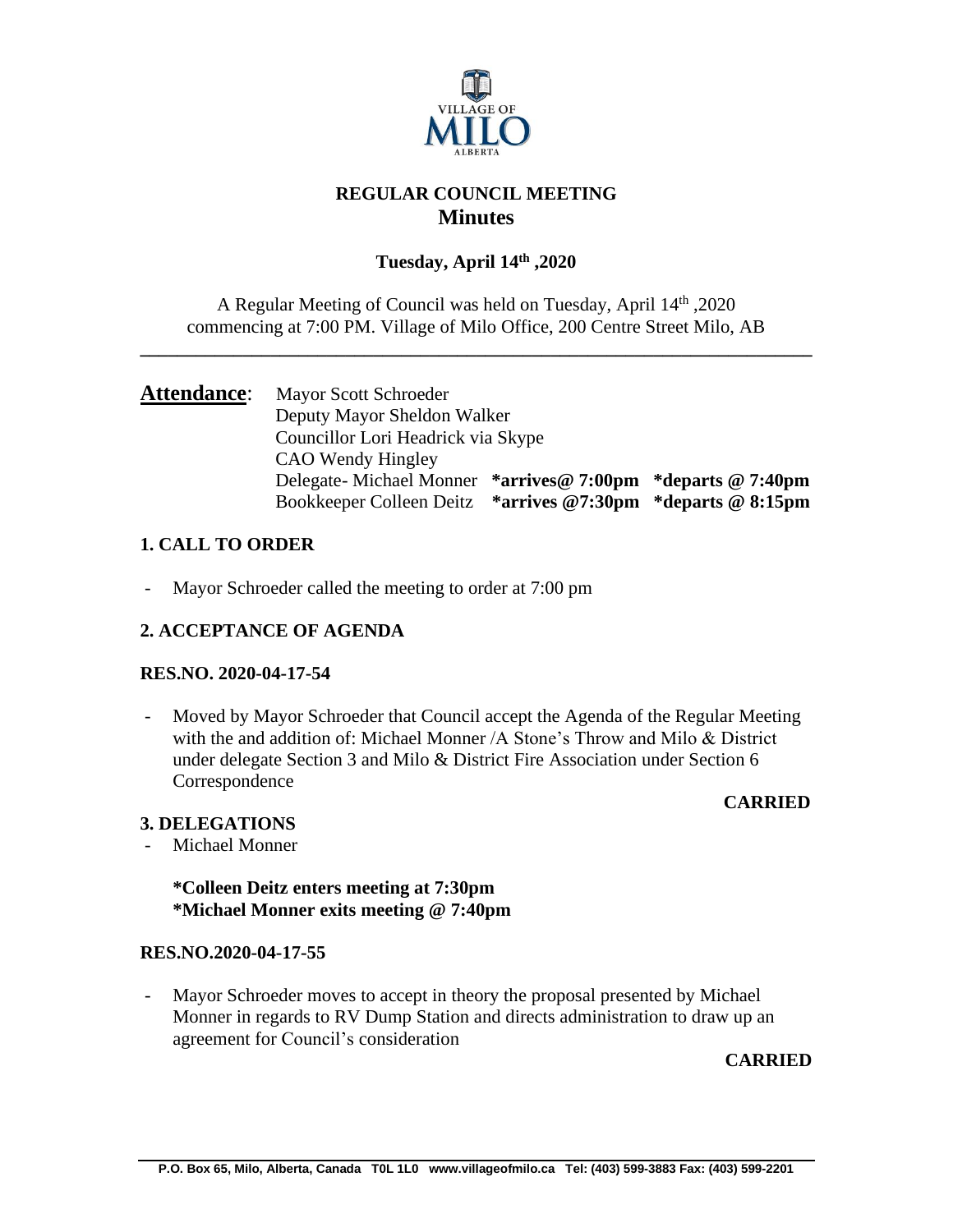VILLAGE OF MILO ALBERTA

# REGULAR COUNCIL MEETING
## Minutes

**Tuesday, April 14th ,2020**

A Regular Meeting of Council was held on Tuesday, April 14th ,2020 commencing at 7:00 PM. Village of Milo Office, 200 Centre Street Milo, AB

---

**Attendance**:

| | | |
|---|---|---|
| Mayor Scott Schroeder | | |
| Deputy Mayor Sheldon Walker | | |
| Councillor Lori Headrick via Skype | | |
| CAO Wendy Hingley | | |
| Delegate- Michael Monner | **\*arrives@ 7:00pm** | **\*departs @ 7:40pm** |
| Bookkeeper Colleen Deitz | **\*arrives @7:30pm** | **\*departs @ 8:15pm** |

### 1. CALL TO ORDER

- Mayor Schroeder called the meeting to order at 7:00 pm

### 2. ACCEPTANCE OF AGENDA

**RES.NO. 2020-04-17-54**

- Moved by Mayor Schroeder that Council accept the Agenda of the Regular Meeting with the and addition of: Michael Monner /A Stone's Throw and Milo & District under delegate Section 3 and Milo & District Fire Association under Section 6 Correspondence

**CARRIED**

### 3. DELEGATIONS

- Michael Monner

**\*Colleen Deitz enters meeting at 7:30pm**
**\*Michael Monner exits meeting @ 7:40pm**

**RES.NO.2020-04-17-55**

- Mayor Schroeder moves to accept in theory the proposal presented by Michael Monner in regards to RV Dump Station and directs administration to draw up an agreement for Council's consideration

**CARRIED**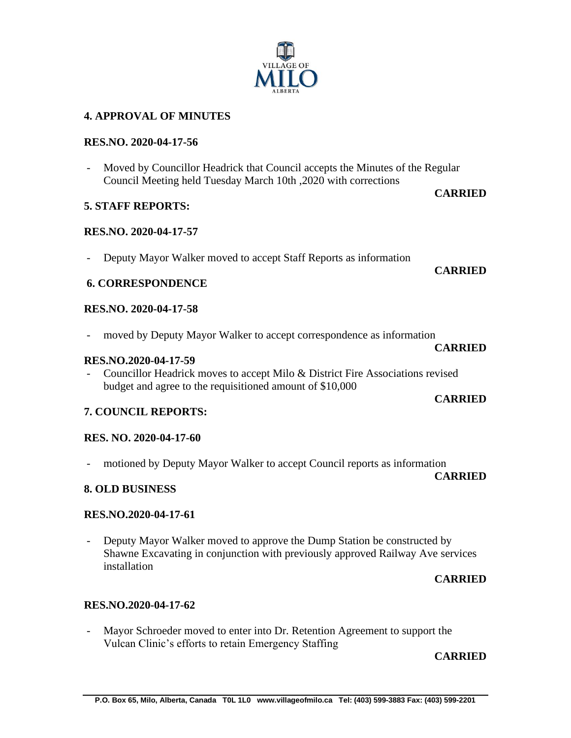## 4. APPROVAL OF MINUTES

**RES.NO. 2020-04-17-56**

- Moved by Councillor Headrick that Council accepts the Minutes of the Regular Council Meeting held Tuesday March 10th ,2020 with corrections

**CARRIED**

## 5. STAFF REPORTS:

**RES.NO. 2020-04-17-57**

- Deputy Mayor Walker moved to accept Staff Reports as information

**CARRIED**

## 6. CORRESPONDENCE

**RES.NO. 2020-04-17-58**

- moved by Deputy Mayor Walker to accept correspondence as information

**CARRIED**

**RES.NO.2020-04-17-59**

- Councillor Headrick moves to accept Milo & District Fire Associations revised budget and agree to the requisitioned amount of $10,000

**CARRIED**

## 7. COUNCIL REPORTS:

**RES. NO. 2020-04-17-60**

- motioned by Deputy Mayor Walker to accept Council reports as information

**CARRIED**

## 8. OLD BUSINESS

**RES.NO.2020-04-17-61**

- Deputy Mayor Walker moved to approve the Dump Station be constructed by Shawne Excavating in conjunction with previously approved Railway Ave services installation

**CARRIED**

**RES.NO.2020-04-17-62**

- Mayor Schroeder moved to enter into Dr. Retention Agreement to support the Vulcan Clinic's efforts to retain Emergency Staffing

**CARRIED**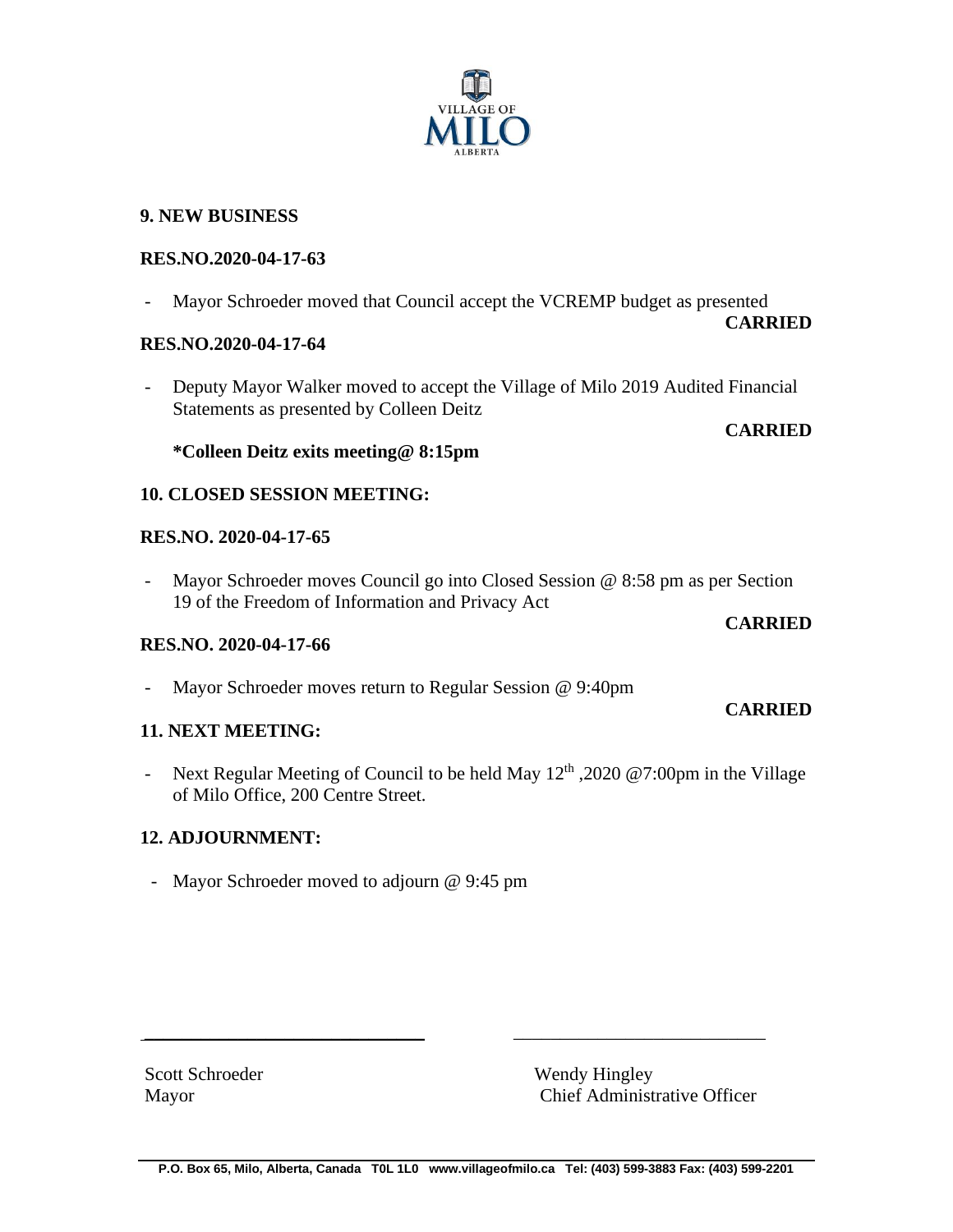## 9. NEW BUSINESS

**RES.NO.2020-04-17-63**

- Mayor Schroeder moved that Council accept the VCREMP budget as presented

**CARRIED**

**RES.NO.2020-04-17-64**

- Deputy Mayor Walker moved to accept the Village of Milo 2019 Audited Financial Statements as presented by Colleen Deitz

**CARRIED**

**\*Colleen Deitz exits meeting@ 8:15pm**

## 10. CLOSED SESSION MEETING:

**RES.NO. 2020-04-17-65**

- Mayor Schroeder moves Council go into Closed Session @ 8:58 pm as per Section 19 of the Freedom of Information and Privacy Act

**CARRIED**

**RES.NO. 2020-04-17-66**

- Mayor Schroeder moves return to Regular Session @ 9:40pm

**CARRIED**

## 11. NEXT MEETING:

- Next Regular Meeting of Council to be held May 12th ,2020 @7:00pm in the Village of Milo Office, 200 Centre Street.

## 12. ADJOURNMENT:

- Mayor Schroeder moved to adjourn @ 9:45 pm

\_\_\_\_\_\_\_\_\_\_\_\_\_\_\_\_\_\_\_\_\_\_\_\_\_\_\_\_ \_\_\_\_\_\_\_\_\_\_\_\_\_\_\_\_\_\_\_\_\_\_\_\_\_\_\_\_

Scott Schroeder
Mayor

Wendy Hingley
Chief Administrative Officer